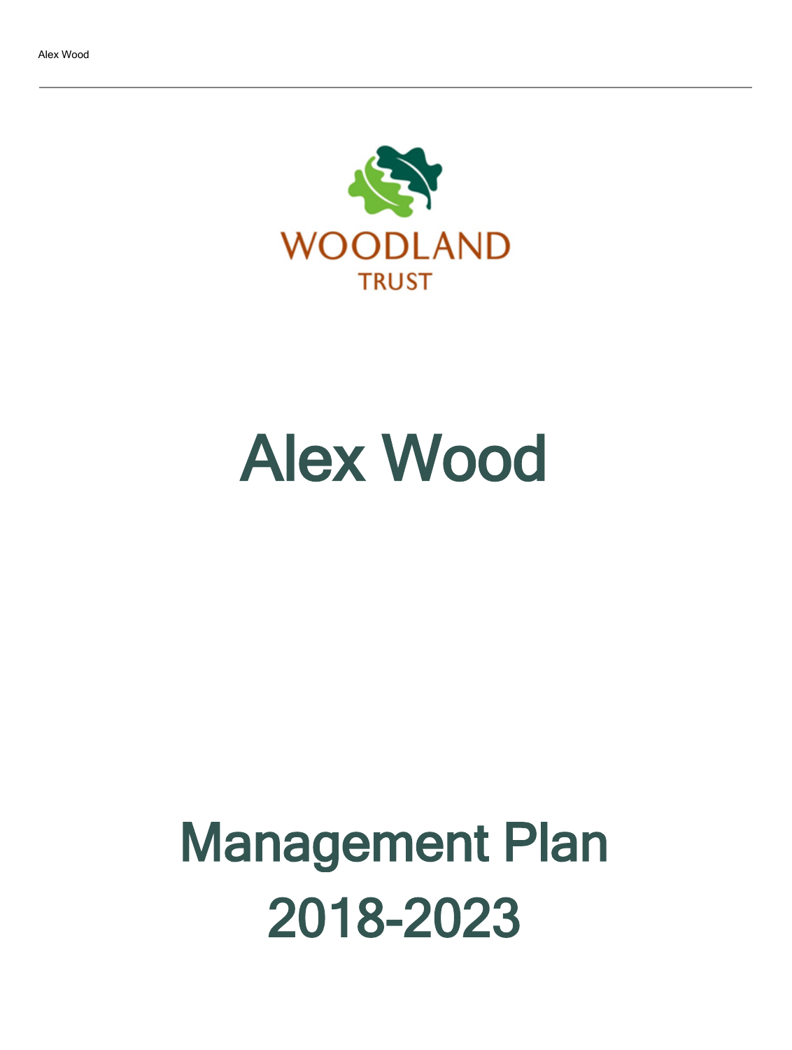WOODLAND TRUST

# Alex Wood

# Management Plan 2018-2023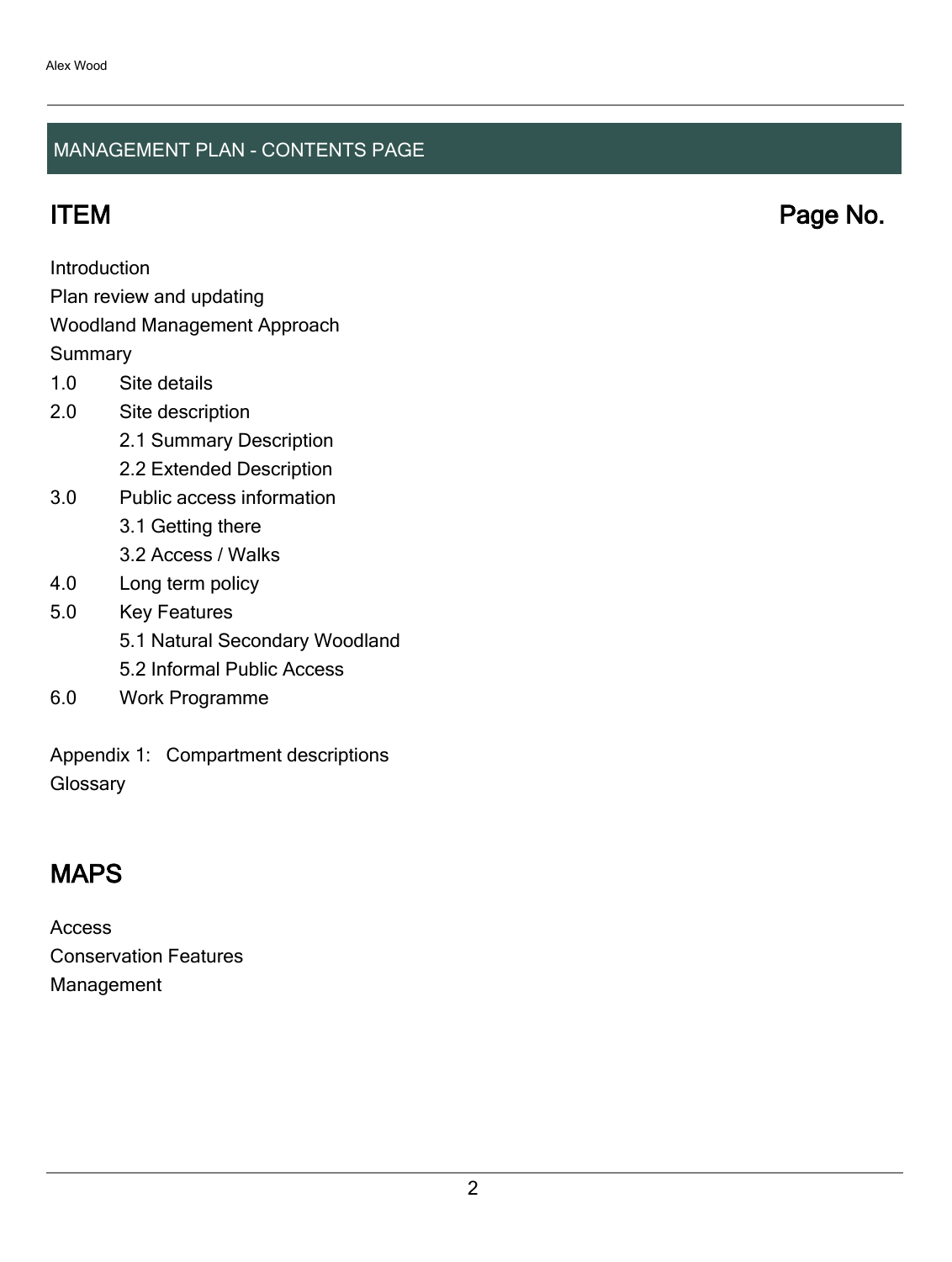## MANAGEMENT PLAN - CONTENTS PAGE

| ITEM | Page No. |
| --- | --- |
| Introduction | |
| Plan review and updating | |
| Woodland Management Approach | |
| Summary | |
| 1.0 Site details | |
| 2.0 Site description | |
| 2.1 Summary Description | |
| 2.2 Extended Description | |
| 3.0 Public access information | |
| 3.1 Getting there | |
| 3.2 Access / Walks | |
| 4.0 Long term policy | |
| 5.0 Key Features | |
| 5.1 Natural Secondary Woodland | |
| 5.2 Informal Public Access | |
| 6.0 Work Programme | |
| Appendix 1: Compartment descriptions | |
| Glossary | |

## MAPS

Access
Conservation Features
Management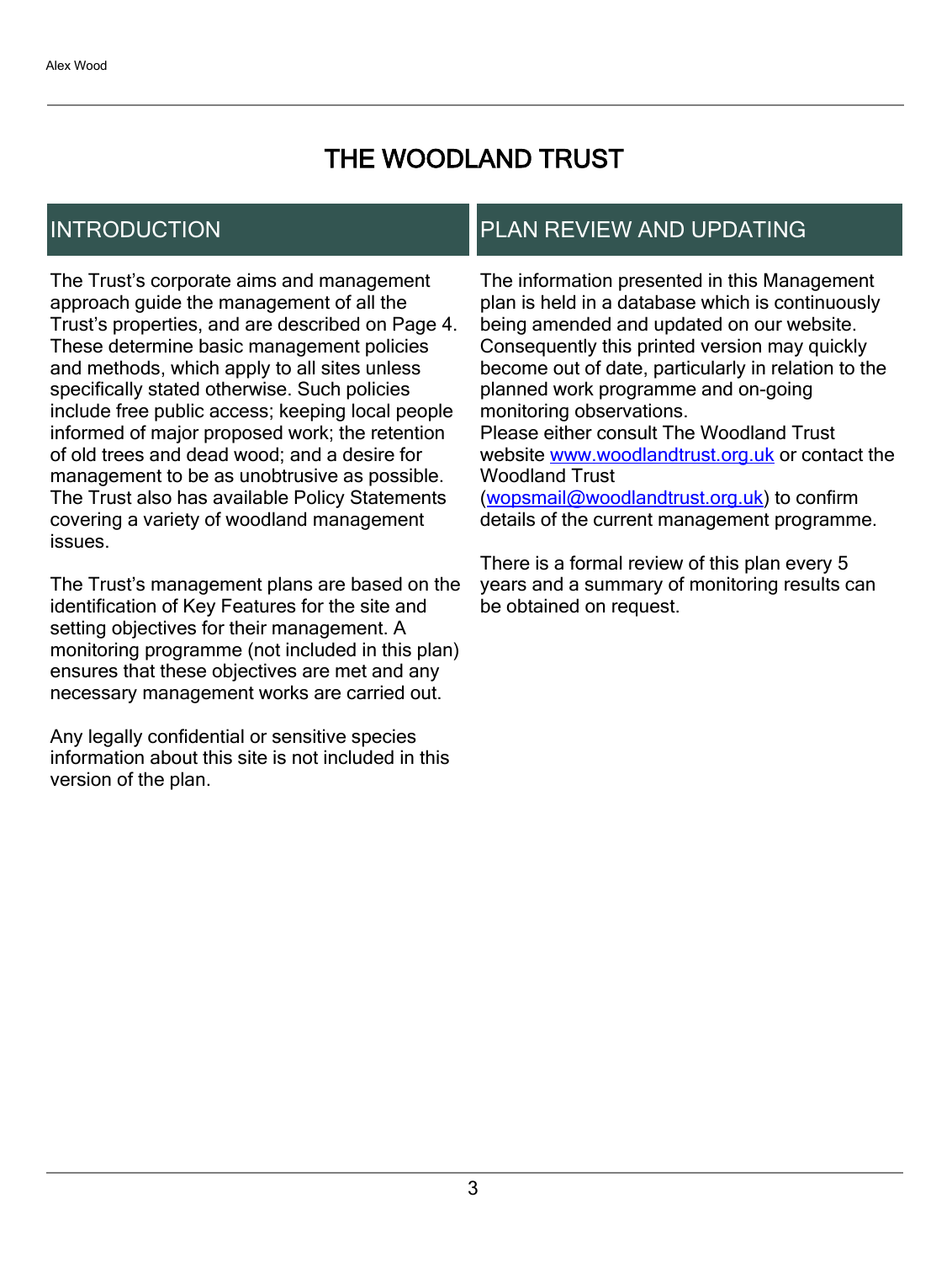# THE WOODLAND TRUST

## INTRODUCTION

The Trust's corporate aims and management approach guide the management of all the Trust's properties, and are described on Page 4. These determine basic management policies and methods, which apply to all sites unless specifically stated otherwise. Such policies include free public access; keeping local people informed of major proposed work; the retention of old trees and dead wood; and a desire for management to be as unobtrusive as possible. The Trust also has available Policy Statements covering a variety of woodland management issues.

The Trust's management plans are based on the identification of Key Features for the site and setting objectives for their management. A monitoring programme (not included in this plan) ensures that these objectives are met and any necessary management works are carried out.

Any legally confidential or sensitive species information about this site is not included in this version of the plan.

## PLAN REVIEW AND UPDATING

The information presented in this Management plan is held in a database which is continuously being amended and updated on our website. Consequently this printed version may quickly become out of date, particularly in relation to the planned work programme and on-going monitoring observations.
Please either consult The Woodland Trust website www.woodlandtrust.org.uk or contact the Woodland Trust (wopsmail@woodlandtrust.org.uk) to confirm details of the current management programme.

There is a formal review of this plan every 5 years and a summary of monitoring results can be obtained on request.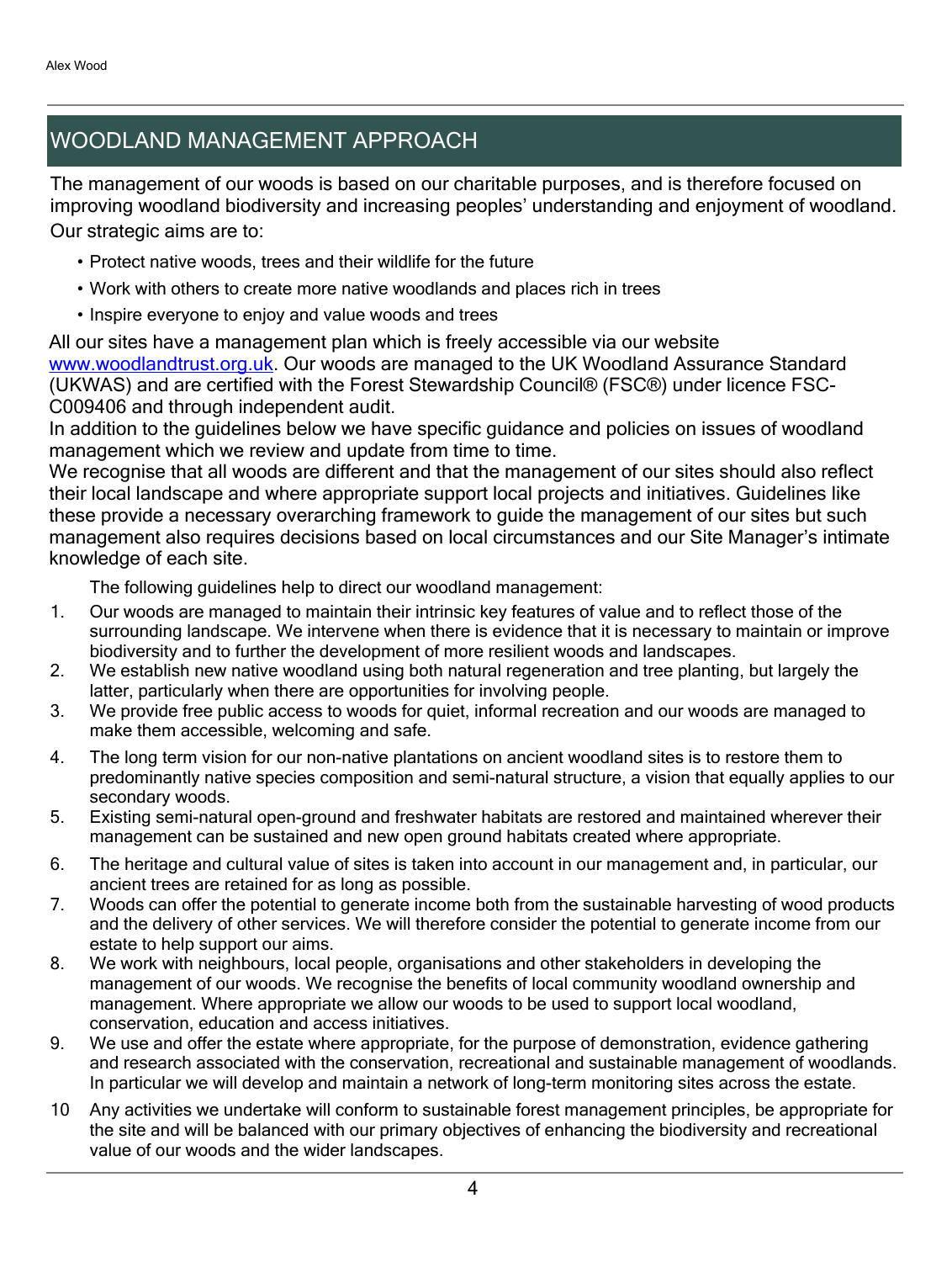# WOODLAND MANAGEMENT APPROACH

The management of our woods is based on our charitable purposes, and is therefore focused on improving woodland biodiversity and increasing peoples' understanding and enjoyment of woodland. Our strategic aims are to:

- Protect native woods, trees and their wildlife for the future
- Work with others to create more native woodlands and places rich in trees
- Inspire everyone to enjoy and value woods and trees

All our sites have a management plan which is freely accessible via our website www.woodlandtrust.org.uk. Our woods are managed to the UK Woodland Assurance Standard (UKWAS) and are certified with the Forest Stewardship Council® (FSC®) under licence FSC-C009406 and through independent audit.

In addition to the guidelines below we have specific guidance and policies on issues of woodland management which we review and update from time to time.

We recognise that all woods are different and that the management of our sites should also reflect their local landscape and where appropriate support local projects and initiatives. Guidelines like these provide a necessary overarching framework to guide the management of our sites but such management also requires decisions based on local circumstances and our Site Manager's intimate knowledge of each site.

The following guidelines help to direct our woodland management:

1. Our woods are managed to maintain their intrinsic key features of value and to reflect those of the surrounding landscape. We intervene when there is evidence that it is necessary to maintain or improve biodiversity and to further the development of more resilient woods and landscapes.
2. We establish new native woodland using both natural regeneration and tree planting, but largely the latter, particularly when there are opportunities for involving people.
3. We provide free public access to woods for quiet, informal recreation and our woods are managed to make them accessible, welcoming and safe.
4. The long term vision for our non-native plantations on ancient woodland sites is to restore them to predominantly native species composition and semi-natural structure, a vision that equally applies to our secondary woods.
5. Existing semi-natural open-ground and freshwater habitats are restored and maintained wherever their management can be sustained and new open ground habitats created where appropriate.
6. The heritage and cultural value of sites is taken into account in our management and, in particular, our ancient trees are retained for as long as possible.
7. Woods can offer the potential to generate income both from the sustainable harvesting of wood products and the delivery of other services. We will therefore consider the potential to generate income from our estate to help support our aims.
8. We work with neighbours, local people, organisations and other stakeholders in developing the management of our woods. We recognise the benefits of local community woodland ownership and management. Where appropriate we allow our woods to be used to support local woodland, conservation, education and access initiatives.
9. We use and offer the estate where appropriate, for the purpose of demonstration, evidence gathering and research associated with the conservation, recreational and sustainable management of woodlands. In particular we will develop and maintain a network of long-term monitoring sites across the estate.
10. Any activities we undertake will conform to sustainable forest management principles, be appropriate for the site and will be balanced with our primary objectives of enhancing the biodiversity and recreational value of our woods and the wider landscapes.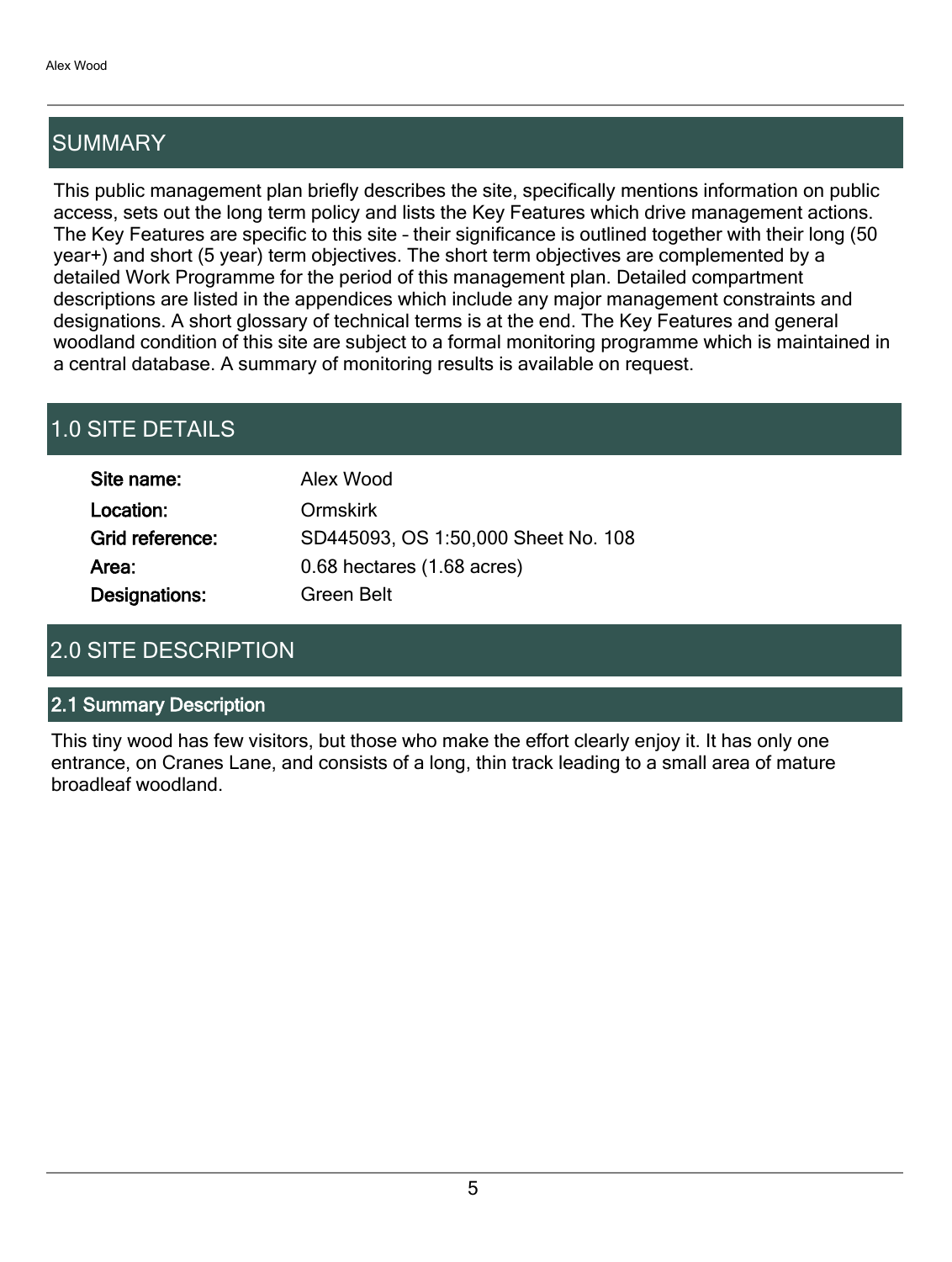## SUMMARY

This public management plan briefly describes the site, specifically mentions information on public access, sets out the long term policy and lists the Key Features which drive management actions. The Key Features are specific to this site – their significance is outlined together with their long (50 year+) and short (5 year) term objectives. The short term objectives are complemented by a detailed Work Programme for the period of this management plan. Detailed compartment descriptions are listed in the appendices which include any major management constraints and designations. A short glossary of technical terms is at the end. The Key Features and general woodland condition of this site are subject to a formal monitoring programme which is maintained in a central database. A summary of monitoring results is available on request.

## 1.0 SITE DETAILS

| | |
|---|---|
| **Site name:** | Alex Wood |
| **Location:** | Ormskirk |
| **Grid reference:** | SD445093, OS 1:50,000 Sheet No. 108 |
| **Area:** | 0.68 hectares (1.68 acres) |
| **Designations:** | Green Belt |

## 2.0 SITE DESCRIPTION

### 2.1 Summary Description

This tiny wood has few visitors, but those who make the effort clearly enjoy it. It has only one entrance, on Cranes Lane, and consists of a long, thin track leading to a small area of mature broadleaf woodland.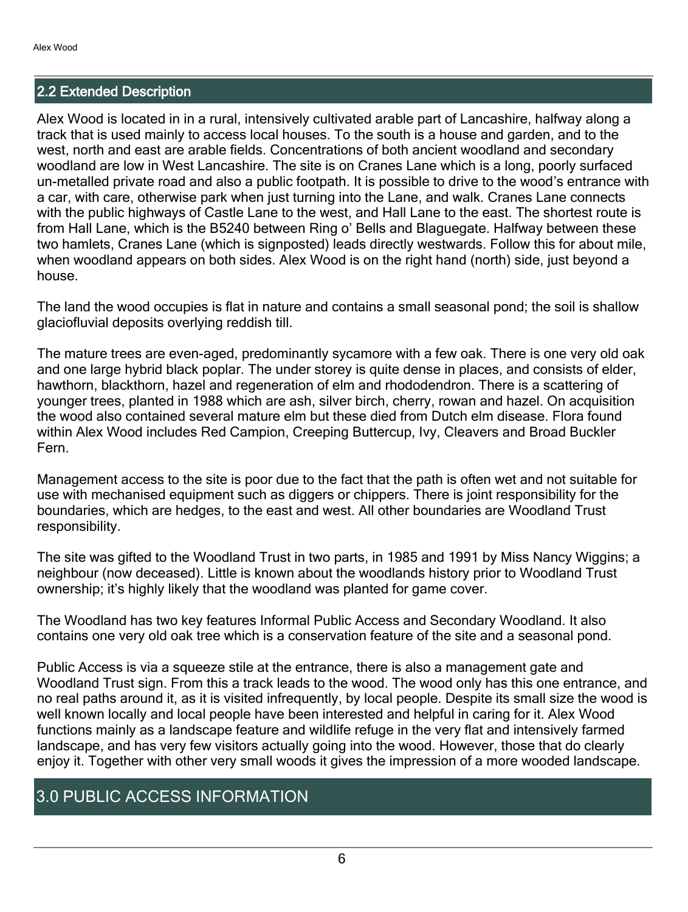## 2.2 Extended Description

Alex Wood is located in in a rural, intensively cultivated arable part of Lancashire, halfway along a track that is used mainly to access local houses. To the south is a house and garden, and to the west, north and east are arable fields. Concentrations of both ancient woodland and secondary woodland are low in West Lancashire. The site is on Cranes Lane which is a long, poorly surfaced un-metalled private road and also a public footpath. It is possible to drive to the wood's entrance with a car, with care, otherwise park when just turning into the Lane, and walk. Cranes Lane connects with the public highways of Castle Lane to the west, and Hall Lane to the east. The shortest route is from Hall Lane, which is the B5240 between Ring o' Bells and Blaguegate. Halfway between these two hamlets, Cranes Lane (which is signposted) leads directly westwards. Follow this for about mile, when woodland appears on both sides. Alex Wood is on the right hand (north) side, just beyond a house.

The land the wood occupies is flat in nature and contains a small seasonal pond; the soil is shallow glaciofluvial deposits overlying reddish till.

The mature trees are even-aged, predominantly sycamore with a few oak. There is one very old oak and one large hybrid black poplar. The under storey is quite dense in places, and consists of elder, hawthorn, blackthorn, hazel and regeneration of elm and rhododendron. There is a scattering of younger trees, planted in 1988 which are ash, silver birch, cherry, rowan and hazel. On acquisition the wood also contained several mature elm but these died from Dutch elm disease. Flora found within Alex Wood includes Red Campion, Creeping Buttercup, Ivy, Cleavers and Broad Buckler Fern.

Management access to the site is poor due to the fact that the path is often wet and not suitable for use with mechanised equipment such as diggers or chippers. There is joint responsibility for the boundaries, which are hedges, to the east and west. All other boundaries are Woodland Trust responsibility.

The site was gifted to the Woodland Trust in two parts, in 1985 and 1991 by Miss Nancy Wiggins; a neighbour (now deceased). Little is known about the woodlands history prior to Woodland Trust ownership; it's highly likely that the woodland was planted for game cover.

The Woodland has two key features Informal Public Access and Secondary Woodland. It also contains one very old oak tree which is a conservation feature of the site and a seasonal pond.

Public Access is via a squeeze stile at the entrance, there is also a management gate and Woodland Trust sign. From this a track leads to the wood. The wood only has this one entrance, and no real paths around it, as it is visited infrequently, by local people. Despite its small size the wood is well known locally and local people have been interested and helpful in caring for it. Alex Wood functions mainly as a landscape feature and wildlife refuge in the very flat and intensively farmed landscape, and has very few visitors actually going into the wood. However, those that do clearly enjoy it. Together with other very small woods it gives the impression of a more wooded landscape.

# 3.0 PUBLIC ACCESS INFORMATION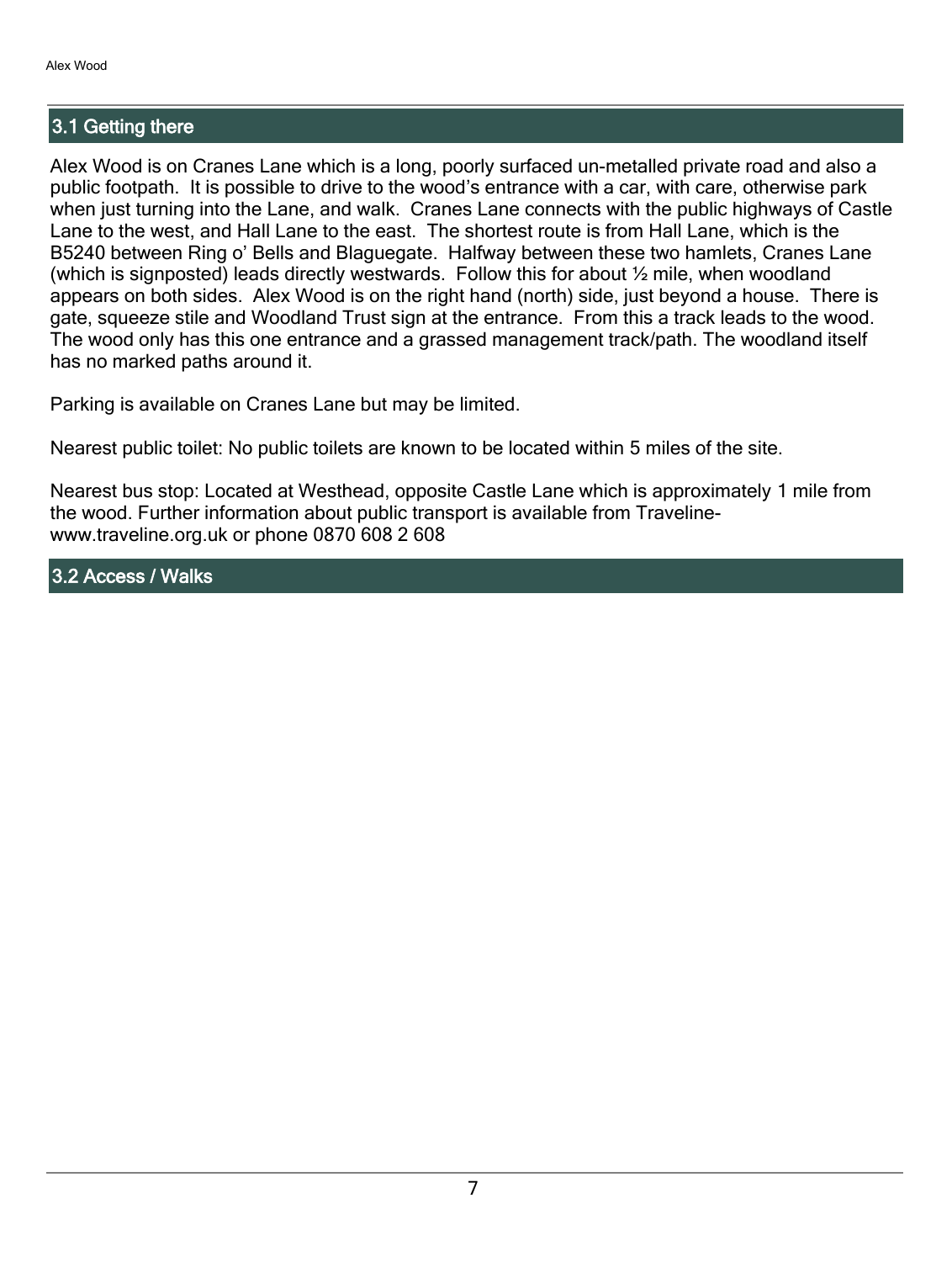## 3.1 Getting there

Alex Wood is on Cranes Lane which is a long, poorly surfaced un-metalled private road and also a public footpath. It is possible to drive to the wood's entrance with a car, with care, otherwise park when just turning into the Lane, and walk. Cranes Lane connects with the public highways of Castle Lane to the west, and Hall Lane to the east. The shortest route is from Hall Lane, which is the B5240 between Ring o' Bells and Blaguegate. Halfway between these two hamlets, Cranes Lane (which is signposted) leads directly westwards. Follow this for about ½ mile, when woodland appears on both sides. Alex Wood is on the right hand (north) side, just beyond a house. There is gate, squeeze stile and Woodland Trust sign at the entrance. From this a track leads to the wood. The wood only has this one entrance and a grassed management track/path. The woodland itself has no marked paths around it.

Parking is available on Cranes Lane but may be limited.

Nearest public toilet: No public toilets are known to be located within 5 miles of the site.

Nearest bus stop: Located at Westhead, opposite Castle Lane which is approximately 1 mile from the wood. Further information about public transport is available from Traveline- www.traveline.org.uk or phone 0870 608 2 608

## 3.2 Access / Walks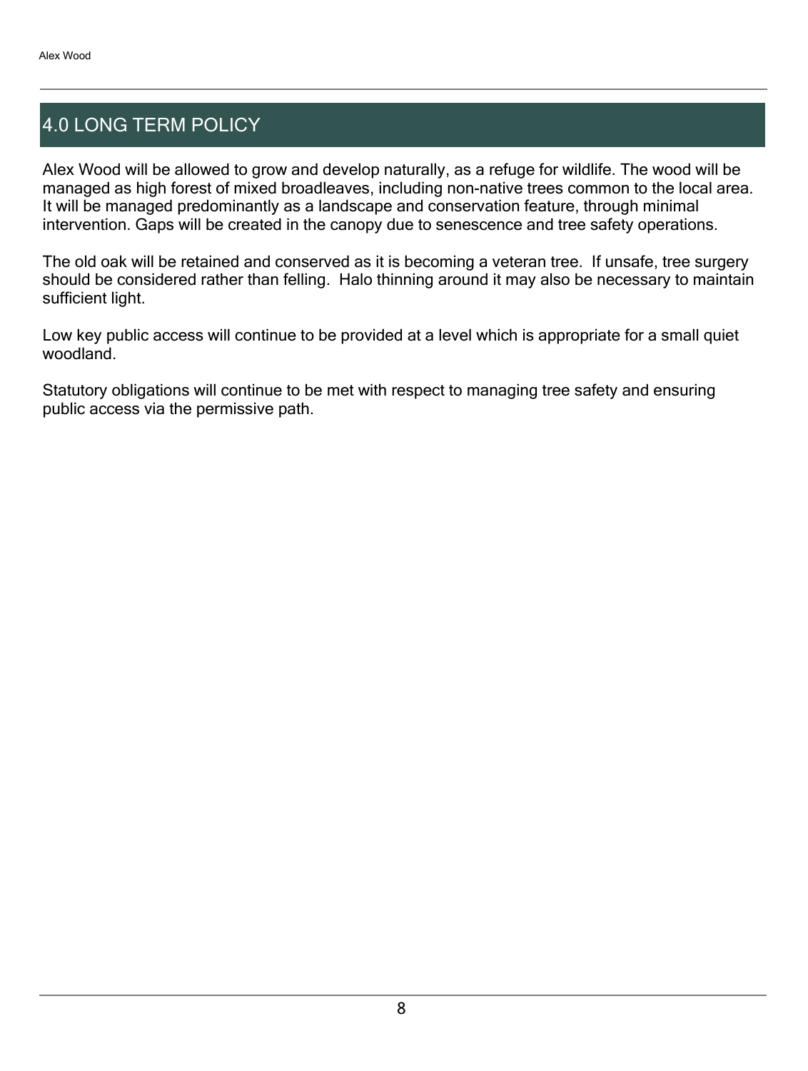## 4.0 LONG TERM POLICY

Alex Wood will be allowed to grow and develop naturally, as a refuge for wildlife. The wood will be managed as high forest of mixed broadleaves, including non-native trees common to the local area. It will be managed predominantly as a landscape and conservation feature, through minimal intervention. Gaps will be created in the canopy due to senescence and tree safety operations.

The old oak will be retained and conserved as it is becoming a veteran tree. If unsafe, tree surgery should be considered rather than felling. Halo thinning around it may also be necessary to maintain sufficient light.

Low key public access will continue to be provided at a level which is appropriate for a small quiet woodland.

Statutory obligations will continue to be met with respect to managing tree safety and ensuring public access via the permissive path.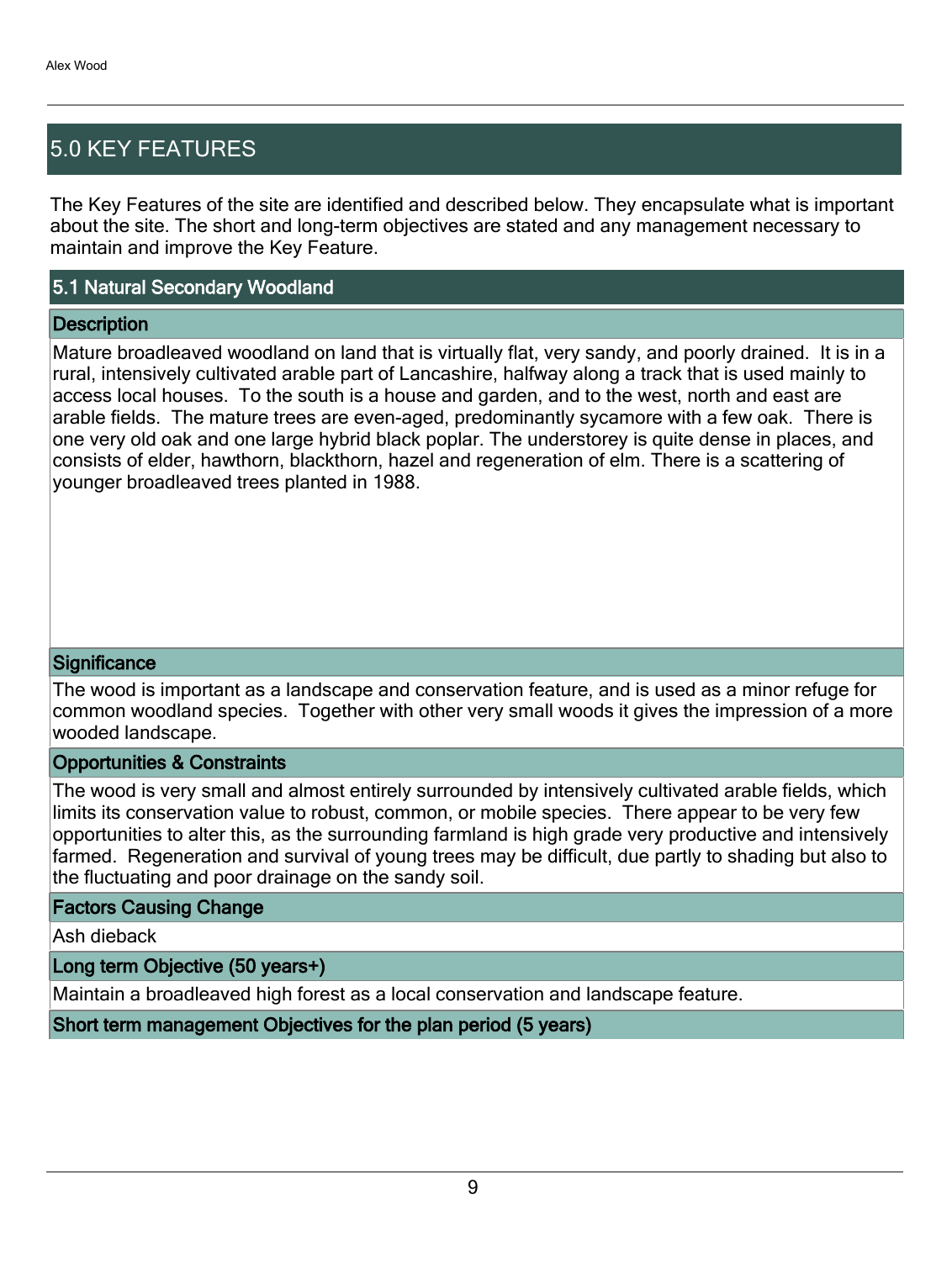## 5.0 KEY FEATURES

The Key Features of the site are identified and described below. They encapsulate what is important about the site. The short and long-term objectives are stated and any management necessary to maintain and improve the Key Feature.

### 5.1 Natural Secondary Woodland

#### Description

Mature broadleaved woodland on land that is virtually flat, very sandy, and poorly drained. It is in a rural, intensively cultivated arable part of Lancashire, halfway along a track that is used mainly to access local houses. To the south is a house and garden, and to the west, north and east are arable fields. The mature trees are even-aged, predominantly sycamore with a few oak. There is one very old oak and one large hybrid black poplar. The understorey is quite dense in places, and consists of elder, hawthorn, blackthorn, hazel and regeneration of elm. There is a scattering of younger broadleaved trees planted in 1988.

#### Significance

The wood is important as a landscape and conservation feature, and is used as a minor refuge for common woodland species. Together with other very small woods it gives the impression of a more wooded landscape.

#### Opportunities & Constraints

The wood is very small and almost entirely surrounded by intensively cultivated arable fields, which limits its conservation value to robust, common, or mobile species. There appear to be very few opportunities to alter this, as the surrounding farmland is high grade very productive and intensively farmed. Regeneration and survival of young trees may be difficult, due partly to shading but also to the fluctuating and poor drainage on the sandy soil.

#### Factors Causing Change

Ash dieback

#### Long term Objective (50 years+)

Maintain a broadleaved high forest as a local conservation and landscape feature.

#### Short term management Objectives for the plan period (5 years)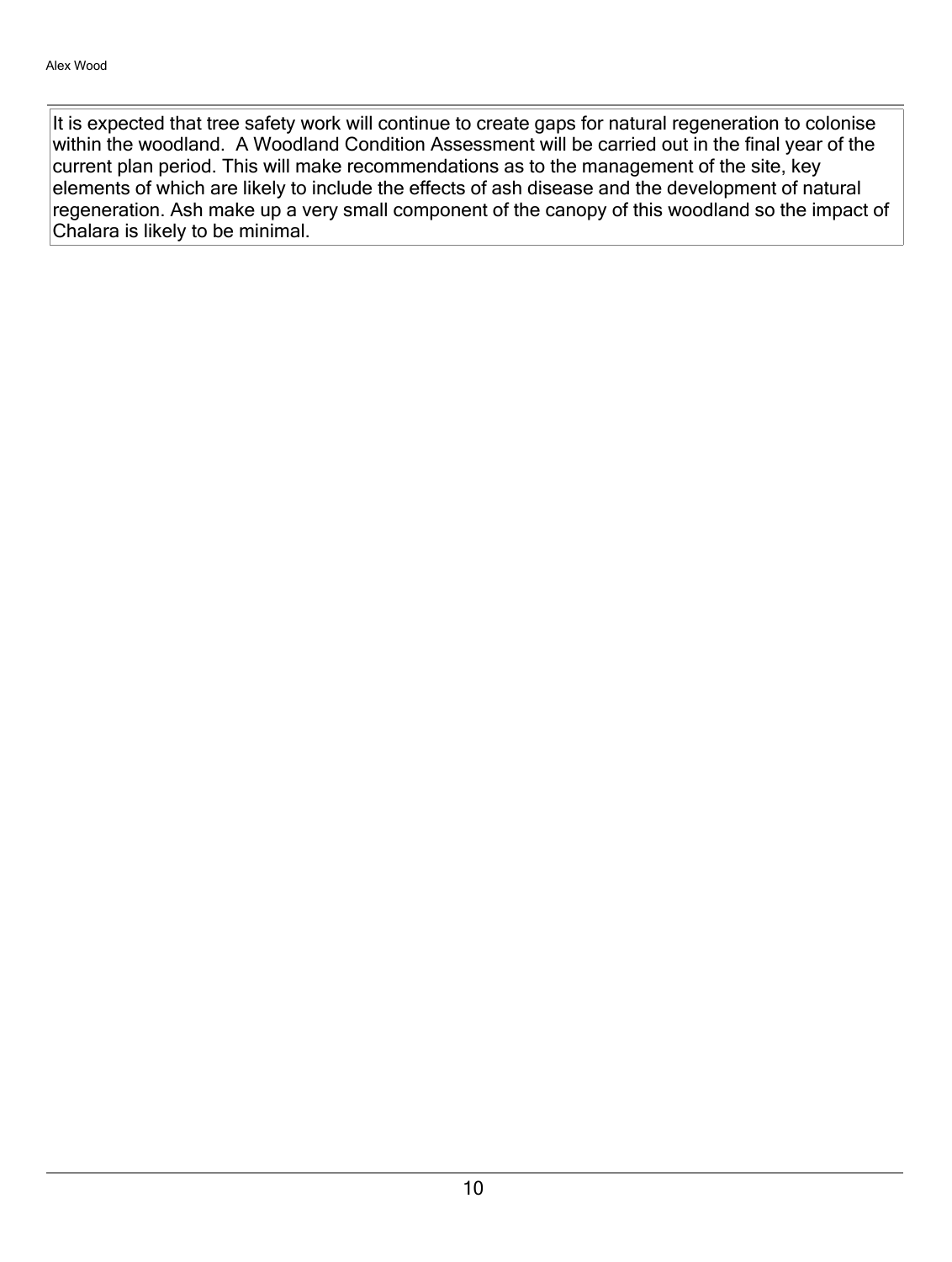It is expected that tree safety work will continue to create gaps for natural regeneration to colonise within the woodland.  A Woodland Condition Assessment will be carried out in the final year of the current plan period. This will make recommendations as to the management of the site, key elements of which are likely to include the effects of ash disease and the development of natural regeneration. Ash make up a very small component of the canopy of this woodland so the impact of Chalara is likely to be minimal.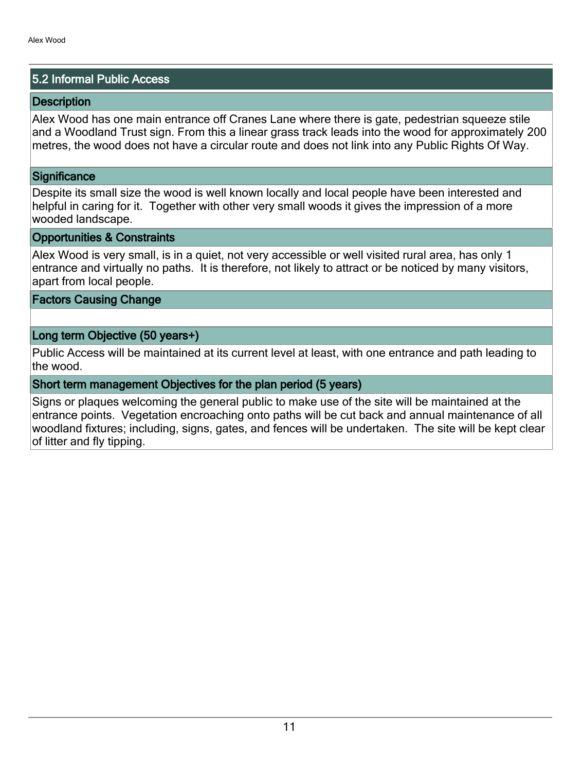## 5.2 Informal Public Access

### Description

Alex Wood has one main entrance off Cranes Lane where there is gate, pedestrian squeeze stile and a Woodland Trust sign. From this a linear grass track leads into the wood for approximately 200 metres, the wood does not have a circular route and does not link into any Public Rights Of Way.

### Significance

Despite its small size the wood is well known locally and local people have been interested and helpful in caring for it. Together with other very small woods it gives the impression of a more wooded landscape.

### Opportunities & Constraints

Alex Wood is very small, is in a quiet, not very accessible or well visited rural area, has only 1 entrance and virtually no paths. It is therefore, not likely to attract or be noticed by many visitors, apart from local people.

### Factors Causing Change

### Long term Objective (50 years+)

Public Access will be maintained at its current level at least, with one entrance and path leading to the wood.

### Short term management Objectives for the plan period (5 years)

Signs or plaques welcoming the general public to make use of the site will be maintained at the entrance points. Vegetation encroaching onto paths will be cut back and annual maintenance of all woodland fixtures; including, signs, gates, and fences will be undertaken. The site will be kept clear of litter and fly tipping.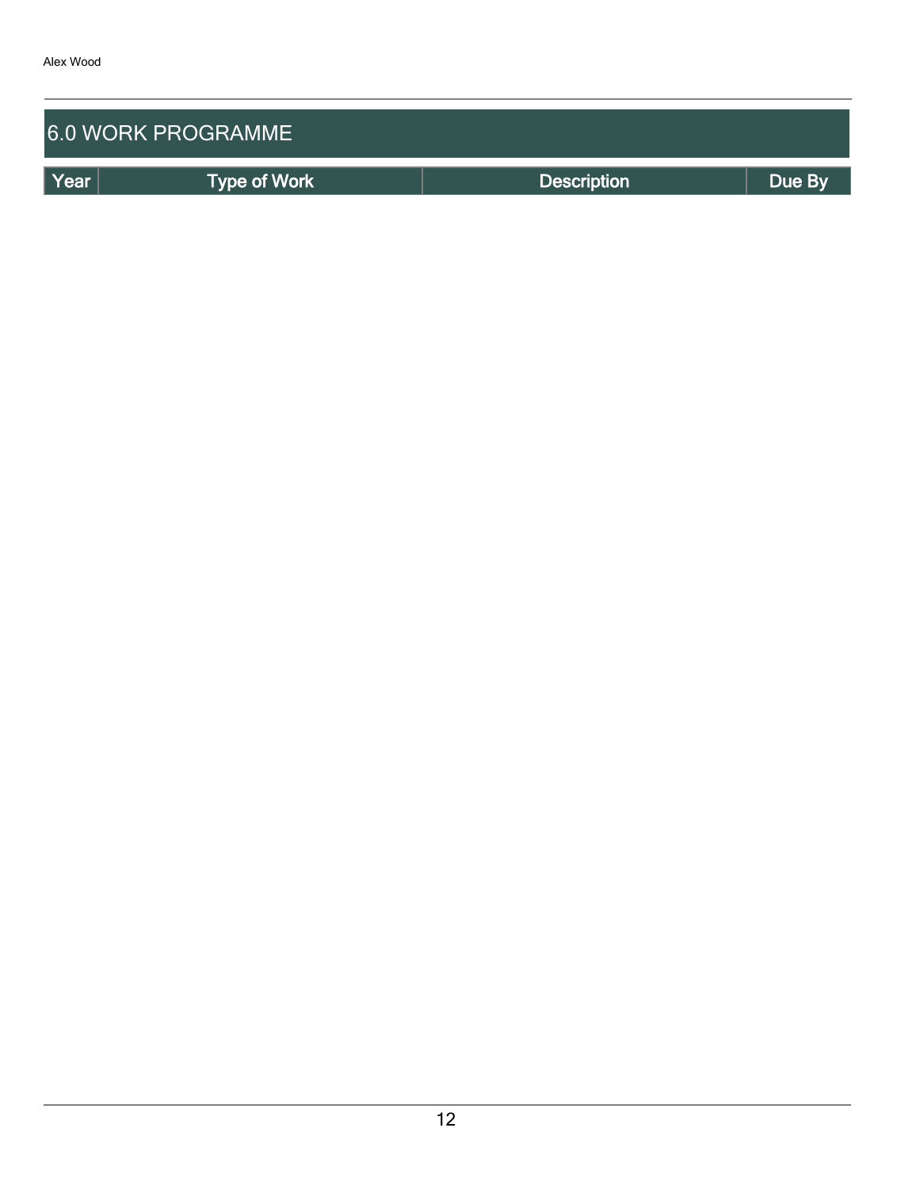## 6.0 WORK PROGRAMME

| Year | Type of Work | Description | Due By |
| --- | --- | --- | --- |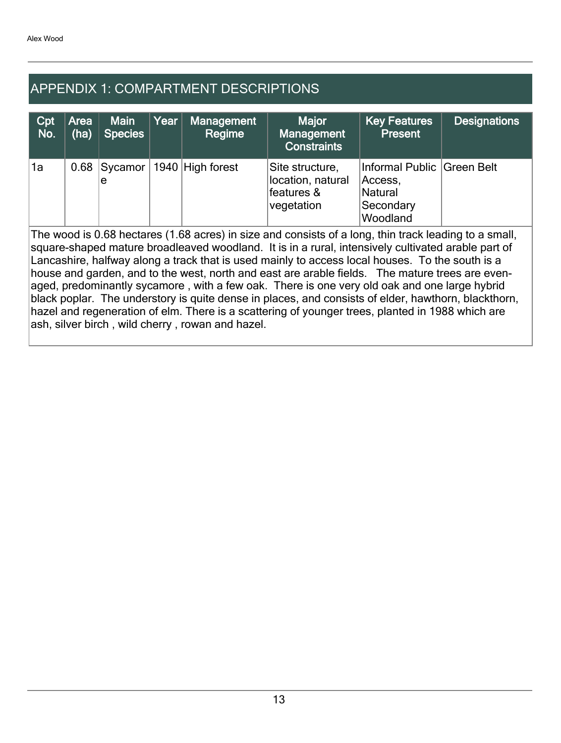## APPENDIX 1: COMPARTMENT DESCRIPTIONS

| Cpt No. | Area (ha) | Main Species | Year | Management Regime | Major Management Constraints | Key Features Present | Designations |
|---|---|---|---|---|---|---|---|
| 1a | 0.68 | Sycamore | 1940 | High forest | Site structure, location, natural features & vegetation | Informal Public Access, Natural Secondary Woodland | Green Belt |

The wood is 0.68 hectares (1.68 acres) in size and consists of a long, thin track leading to a small, square-shaped mature broadleaved woodland. It is in a rural, intensively cultivated arable part of Lancashire, halfway along a track that is used mainly to access local houses. To the south is a house and garden, and to the west, north and east are arable fields. The mature trees are even-aged, predominantly sycamore , with a few oak. There is one very old oak and one large hybrid black poplar. The understory is quite dense in places, and consists of elder, hawthorn, blackthorn, hazel and regeneration of elm. There is a scattering of younger trees, planted in 1988 which are ash, silver birch , wild cherry , rowan and hazel.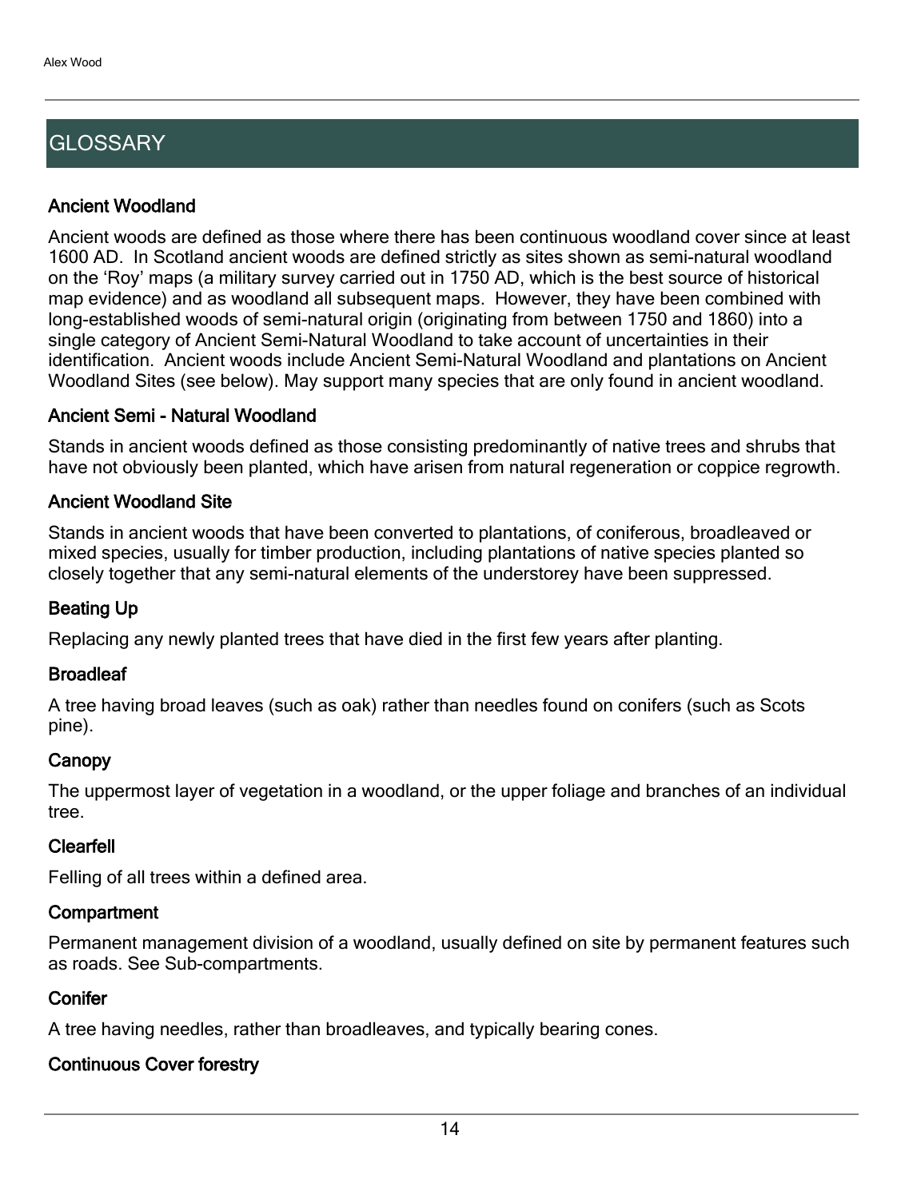## GLOSSARY

### Ancient Woodland

Ancient woods are defined as those where there has been continuous woodland cover since at least 1600 AD. In Scotland ancient woods are defined strictly as sites shown as semi-natural woodland on the 'Roy' maps (a military survey carried out in 1750 AD, which is the best source of historical map evidence) and as woodland all subsequent maps. However, they have been combined with long-established woods of semi-natural origin (originating from between 1750 and 1860) into a single category of Ancient Semi-Natural Woodland to take account of uncertainties in their identification. Ancient woods include Ancient Semi-Natural Woodland and plantations on Ancient Woodland Sites (see below). May support many species that are only found in ancient woodland.

### Ancient Semi - Natural Woodland

Stands in ancient woods defined as those consisting predominantly of native trees and shrubs that have not obviously been planted, which have arisen from natural regeneration or coppice regrowth.

### Ancient Woodland Site

Stands in ancient woods that have been converted to plantations, of coniferous, broadleaved or mixed species, usually for timber production, including plantations of native species planted so closely together that any semi-natural elements of the understorey have been suppressed.

### Beating Up

Replacing any newly planted trees that have died in the first few years after planting.

### Broadleaf

A tree having broad leaves (such as oak) rather than needles found on conifers (such as Scots pine).

### Canopy

The uppermost layer of vegetation in a woodland, or the upper foliage and branches of an individual tree.

### Clearfell

Felling of all trees within a defined area.

### Compartment

Permanent management division of a woodland, usually defined on site by permanent features such as roads. See Sub-compartments.

### Conifer

A tree having needles, rather than broadleaves, and typically bearing cones.

### Continuous Cover forestry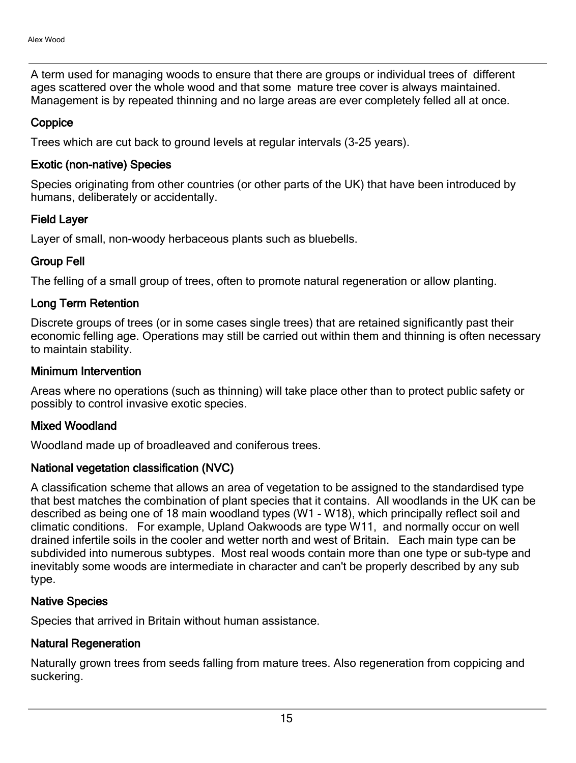A term used for managing woods to ensure that there are groups or individual trees of different ages scattered over the whole wood and that some mature tree cover is always maintained. Management is by repeated thinning and no large areas are ever completely felled all at once.

### Coppice

Trees which are cut back to ground levels at regular intervals (3-25 years).

### Exotic (non-native) Species

Species originating from other countries (or other parts of the UK) that have been introduced by humans, deliberately or accidentally.

### Field Layer

Layer of small, non-woody herbaceous plants such as bluebells.

### Group Fell

The felling of a small group of trees, often to promote natural regeneration or allow planting.

### Long Term Retention

Discrete groups of trees (or in some cases single trees) that are retained significantly past their economic felling age. Operations may still be carried out within them and thinning is often necessary to maintain stability.

### Minimum Intervention

Areas where no operations (such as thinning) will take place other than to protect public safety or possibly to control invasive exotic species.

### Mixed Woodland

Woodland made up of broadleaved and coniferous trees.

### National vegetation classification (NVC)

A classification scheme that allows an area of vegetation to be assigned to the standardised type that best matches the combination of plant species that it contains. All woodlands in the UK can be described as being one of 18 main woodland types (W1 - W18), which principally reflect soil and climatic conditions. For example, Upland Oakwoods are type W11, and normally occur on well drained infertile soils in the cooler and wetter north and west of Britain. Each main type can be subdivided into numerous subtypes. Most real woods contain more than one type or sub-type and inevitably some woods are intermediate in character and can't be properly described by any sub type.

### Native Species

Species that arrived in Britain without human assistance.

### Natural Regeneration

Naturally grown trees from seeds falling from mature trees. Also regeneration from coppicing and suckering.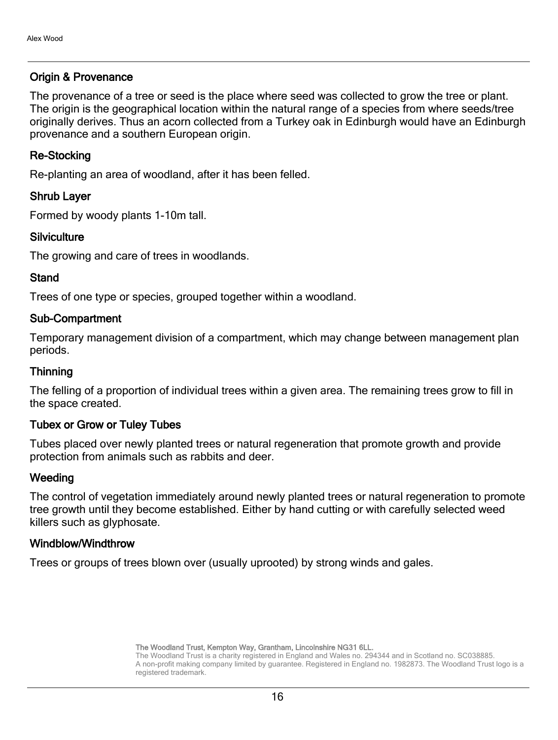## Origin & Provenance

The provenance of a tree or seed is the place where seed was collected to grow the tree or plant. The origin is the geographical location within the natural range of a species from where seeds/tree originally derives. Thus an acorn collected from a Turkey oak in Edinburgh would have an Edinburgh provenance and a southern European origin.

## Re-Stocking

Re-planting an area of woodland, after it has been felled.

## Shrub Layer

Formed by woody plants 1-10m tall.

## Silviculture

The growing and care of trees in woodlands.

## Stand

Trees of one type or species, grouped together within a woodland.

## Sub-Compartment

Temporary management division of a compartment, which may change between management plan periods.

## Thinning

The felling of a proportion of individual trees within a given area. The remaining trees grow to fill in the space created.

## Tubex or Grow or Tuley Tubes

Tubes placed over newly planted trees or natural regeneration that promote growth and provide protection from animals such as rabbits and deer.

## Weeding

The control of vegetation immediately around newly planted trees or natural regeneration to promote tree growth until they become established. Either by hand cutting or with carefully selected weed killers such as glyphosate.

## Windblow/Windthrow

Trees or groups of trees blown over (usually uprooted) by strong winds and gales.